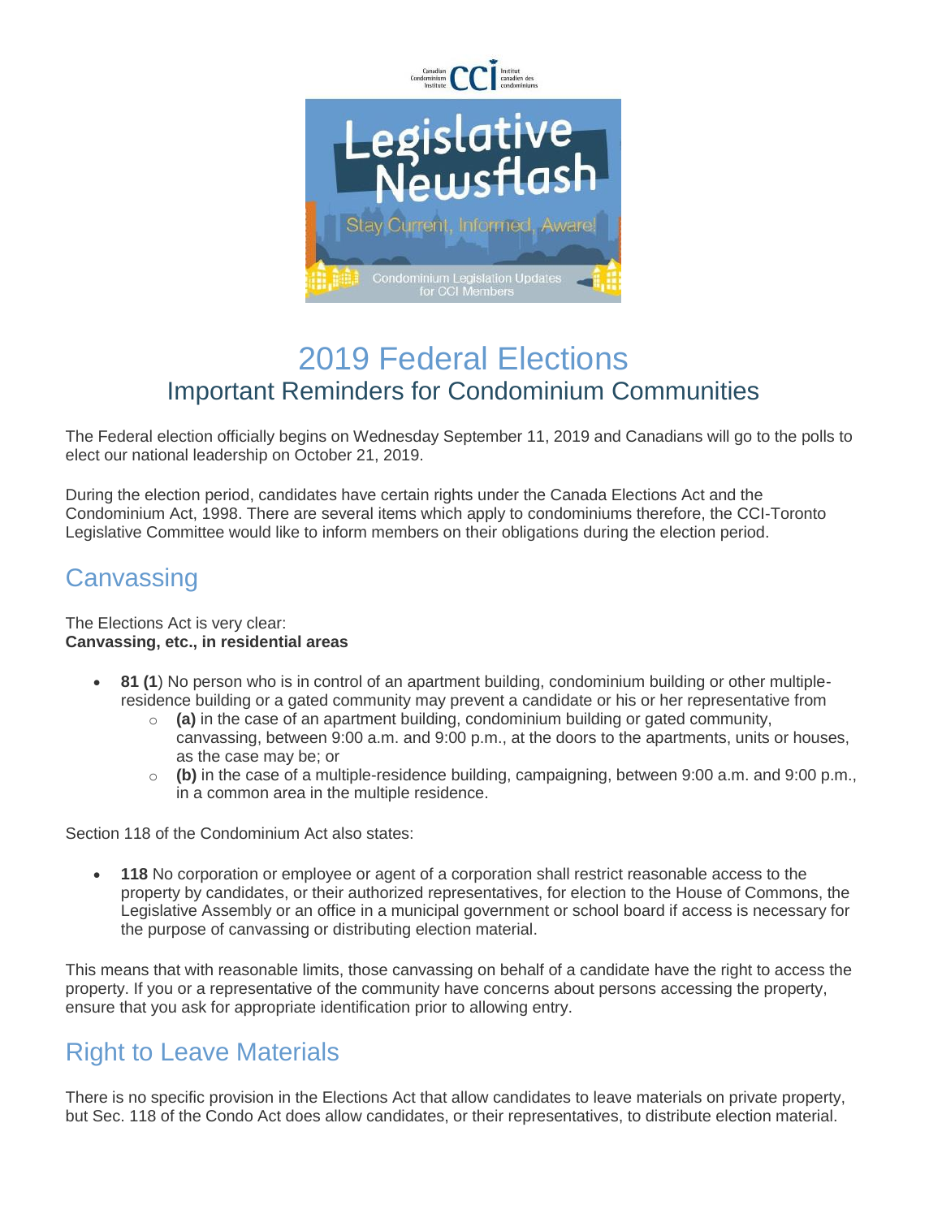# 2019 Federal Elections

## Important Reminders for Condominium Communities

The Federal election officially begins on Wednesday September 11, 2019 and Canadians will go to the polls to elect our national leadership on October 21, 2019.

During the election period, candidates have certain rights under the Canada Elections Act and the Condominium Act, 1998. There are several items which apply to condominiums therefore, the CCI-Toronto Legislative Committee would like to inform members on their obligations during the election period.

## Canvassing

The Elections Act is very clear:
**Canvassing, etc., in residential areas**

- **81 (1**) No person who is in control of an apartment building, condominium building or other multiple-residence building or a gated community may prevent a candidate or his or her representative from
  - **(a)** in the case of an apartment building, condominium building or gated community, canvassing, between 9:00 a.m. and 9:00 p.m., at the doors to the apartments, units or houses, as the case may be; or
  - **(b)** in the case of a multiple-residence building, campaigning, between 9:00 a.m. and 9:00 p.m., in a common area in the multiple residence.

Section 118 of the Condominium Act also states:

- **118** No corporation or employee or agent of a corporation shall restrict reasonable access to the property by candidates, or their authorized representatives, for election to the House of Commons, the Legislative Assembly or an office in a municipal government or school board if access is necessary for the purpose of canvassing or distributing election material.

This means that with reasonable limits, those canvassing on behalf of a candidate have the right to access the property. If you or a representative of the community have concerns about persons accessing the property, ensure that you ask for appropriate identification prior to allowing entry.

## Right to Leave Materials

There is no specific provision in the Elections Act that allow candidates to leave materials on private property, but Sec. 118 of the Condo Act does allow candidates, or their representatives, to distribute election material.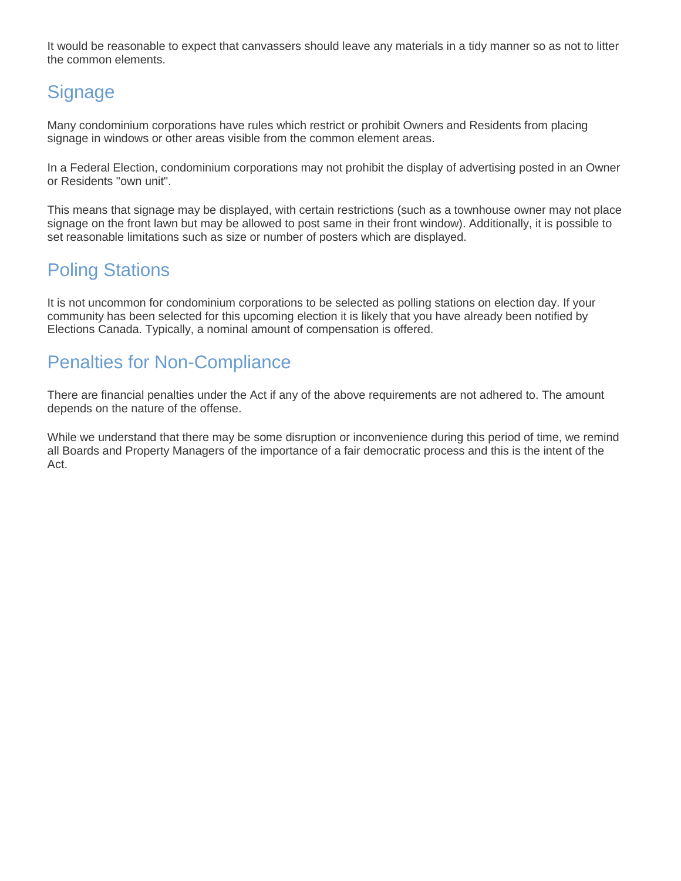It would be reasonable to expect that canvassers should leave any materials in a tidy manner so as not to litter the common elements.

## Signage

Many condominium corporations have rules which restrict or prohibit Owners and Residents from placing signage in windows or other areas visible from the common element areas.

In a Federal Election, condominium corporations may not prohibit the display of advertising posted in an Owner or Residents "own unit".

This means that signage may be displayed, with certain restrictions (such as a townhouse owner may not place signage on the front lawn but may be allowed to post same in their front window). Additionally, it is possible to set reasonable limitations such as size or number of posters which are displayed.

## Poling Stations

It is not uncommon for condominium corporations to be selected as polling stations on election day. If your community has been selected for this upcoming election it is likely that you have already been notified by Elections Canada. Typically, a nominal amount of compensation is offered.

## Penalties for Non-Compliance

There are financial penalties under the Act if any of the above requirements are not adhered to. The amount depends on the nature of the offense.

While we understand that there may be some disruption or inconvenience during this period of time, we remind all Boards and Property Managers of the importance of a fair democratic process and this is the intent of the Act.